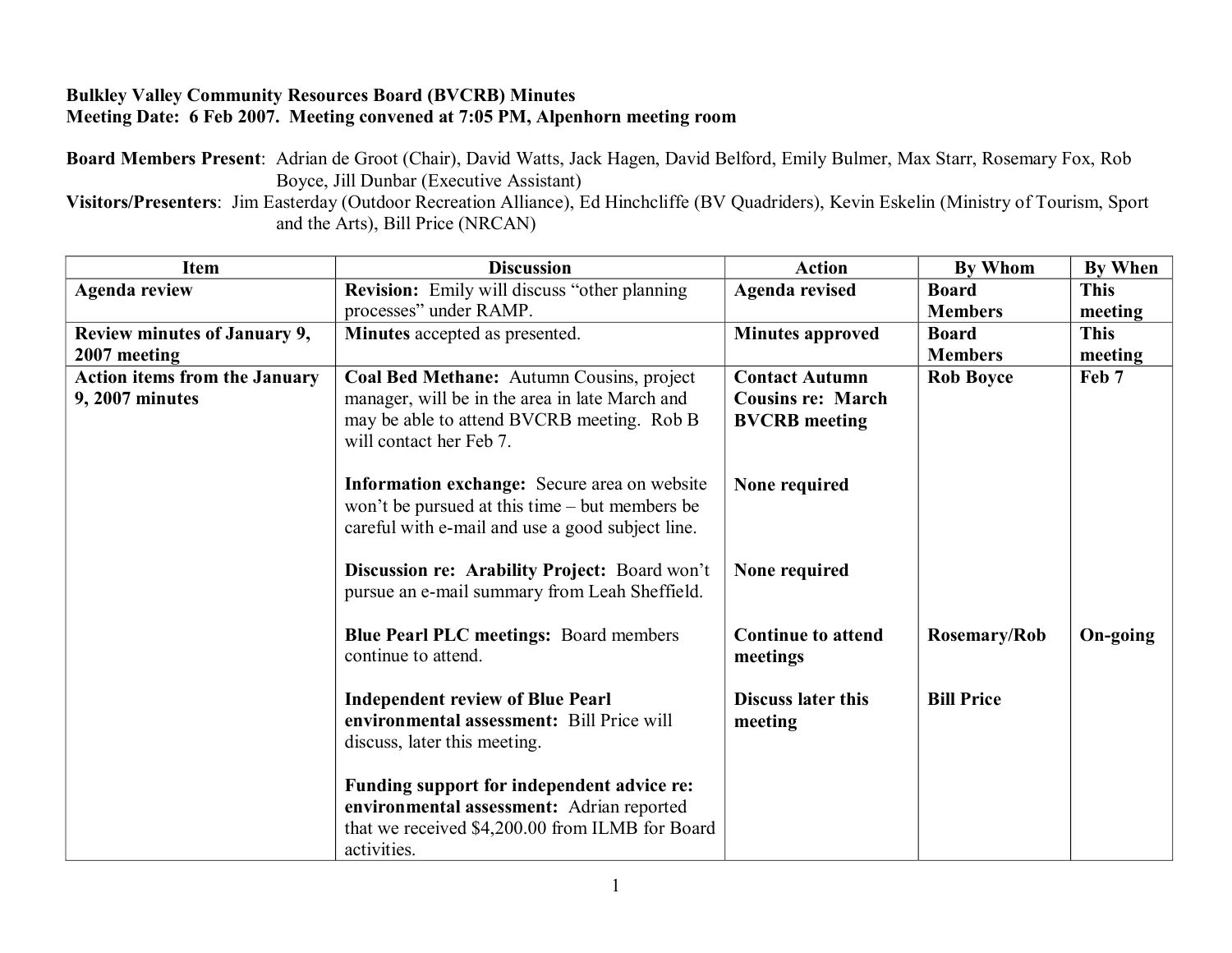**Bulkley Valley Community Resources Board (BVCRB) Minutes**
**Meeting Date: 6 Feb 2007. Meeting convened at 7:05 PM, Alpenhorn meeting room**

**Board Members Present**: Adrian de Groot (Chair), David Watts, Jack Hagen, David Belford, Emily Bulmer, Max Starr, Rosemary Fox, Rob Boyce, Jill Dunbar (Executive Assistant)
**Visitors/Presenters**: Jim Easterday (Outdoor Recreation Alliance), Ed Hinchcliffe (BV Quadriders), Kevin Eskelin (Ministry of Tourism, Sport and the Arts), Bill Price (NRCAN)

| Item | Discussion | Action | By Whom | By When |
|---|---|---|---|---|
| **Agenda review** | **Revision:** Emily will discuss "other planning processes" under RAMP. | **Agenda revised** | **Board Members** | **This meeting** |
| **Review minutes of January 9, 2007 meeting** | **Minutes** accepted as presented. | **Minutes approved** | **Board Members** | **This meeting** |
| **Action items from the January 9, 2007 minutes** | **Coal Bed Methane:** Autumn Cousins, project manager, will be in the area in late March and may be able to attend BVCRB meeting. Rob B will contact her Feb 7. | **Contact Autumn Cousins re: March BVCRB meeting** | **Rob Boyce** | **Feb 7** |
| | **Information exchange:** Secure area on website won't be pursued at this time – but members be careful with e-mail and use a good subject line. | **None required** | | |
| | **Discussion re: Arability Project:** Board won't pursue an e-mail summary from Leah Sheffield. | **None required** | | |
| | **Blue Pearl PLC meetings:** Board members continue to attend. | **Continue to attend meetings** | **Rosemary/Rob** | **On-going** |
| | **Independent review of Blue Pearl environmental assessment:** Bill Price will discuss, later this meeting. | **Discuss later this meeting** | **Bill Price** | |
| | **Funding support for independent advice re: environmental assessment:** Adrian reported that we received $4,200.00 from ILMB for Board activities. | | | |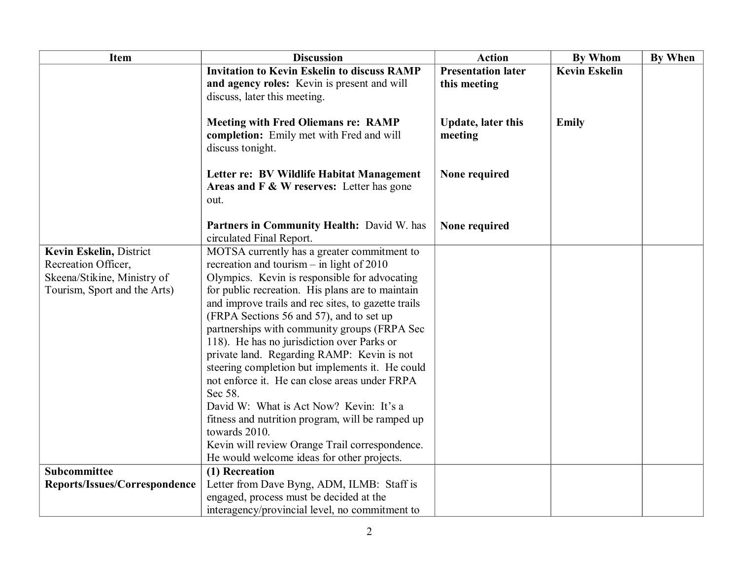| Item | Discussion | Action | By Whom | By When |
| --- | --- | --- | --- | --- |
| | **Invitation to Kevin Eskelin to discuss RAMP and agency roles:** Kevin is present and will discuss, later this meeting.<br><br>**Meeting with Fred Oliemans re: RAMP completion:** Emily met with Fred and will discuss tonight.<br><br>**Letter re: BV Wildlife Habitat Management Areas and F & W reserves:** Letter has gone out.<br><br>**Partners in Community Health:** David W. has circulated Final Report. | **Presentation later this meeting**<br><br>**Update, later this meeting**<br><br>**None required**<br><br>**None required** | **Kevin Eskelin**<br><br>**Emily** | |
| **Kevin Eskelin,** District Recreation Officer, Skeena/Stikine, Ministry of Tourism, Sport and the Arts) | MOTSA currently has a greater commitment to recreation and tourism – in light of 2010 Olympics. Kevin is responsible for advocating for public recreation. His plans are to maintain and improve trails and rec sites, to gazette trails (FRPA Sections 56 and 57), and to set up partnerships with community groups (FRPA Sec 118). He has no jurisdiction over Parks or private land. Regarding RAMP: Kevin is not steering completion but implements it. He could not enforce it. He can close areas under FRPA Sec 58.<br>David W: What is Act Now? Kevin: It's a fitness and nutrition program, will be ramped up towards 2010.<br>Kevin will review Orange Trail correspondence. He would welcome ideas for other projects. | | | |
| **Subcommittee Reports/Issues/Correspondence** | **(1) Recreation**<br>Letter from Dave Byng, ADM, ILMB: Staff is engaged, process must be decided at the interagency/provincial level, no commitment to | | | |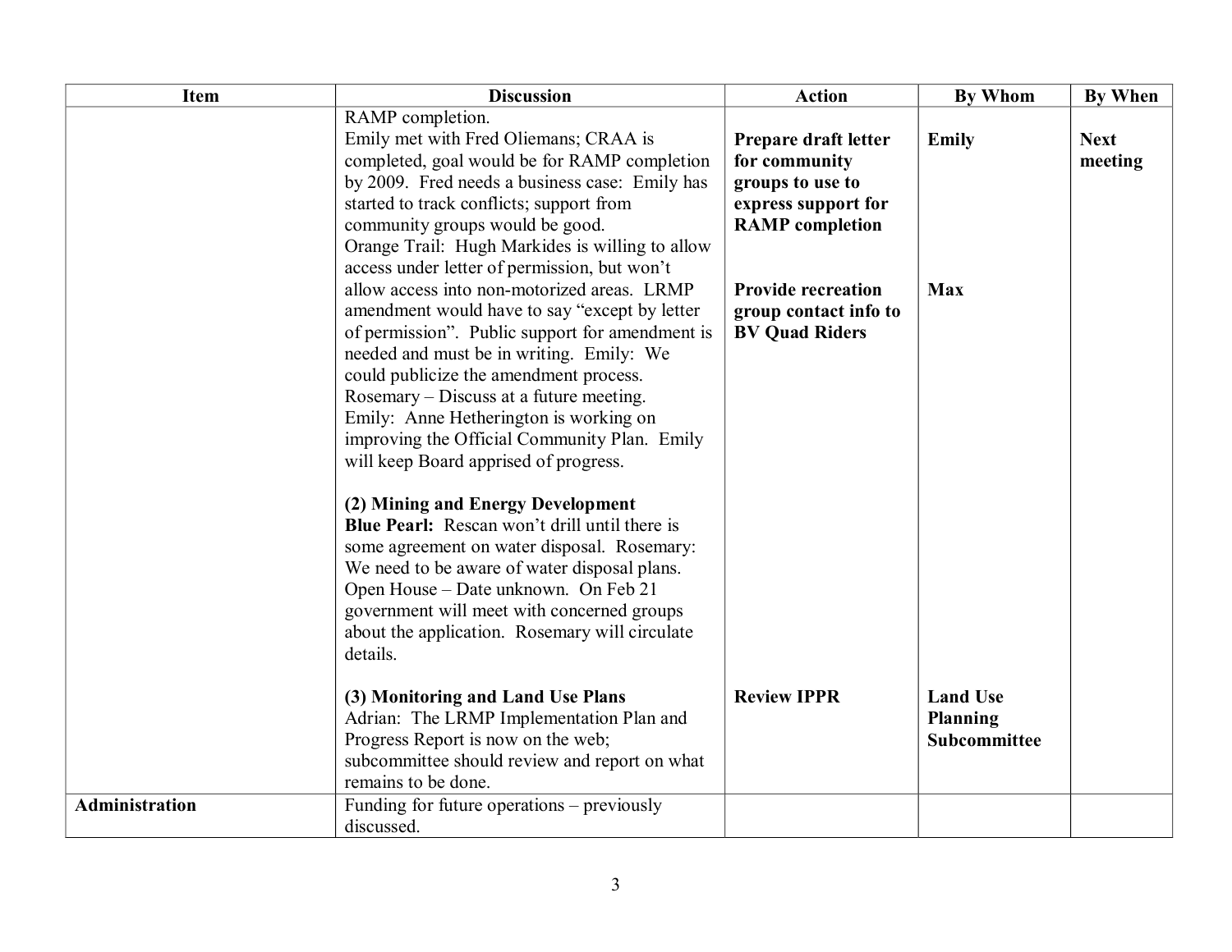| Item | Discussion | Action | By Whom | By When |
|---|---|---|---|---|
| | RAMP completion.<br>Emily met with Fred Oliemans; CRAA is completed, goal would be for RAMP completion by 2009. Fred needs a business case: Emily has started to track conflicts; support from community groups would be good. | **Prepare draft letter for community groups to use to express support for RAMP completion** | **Emily** | **Next meeting** |
| | Orange Trail: Hugh Markides is willing to allow access under letter of permission, but won't allow access into non-motorized areas. LRMP amendment would have to say "except by letter of permission". Public support for amendment is needed and must be in writing. Emily: We could publicize the amendment process. Rosemary – Discuss at a future meeting.<br>Emily: Anne Hetherington is working on improving the Official Community Plan. Emily will keep Board apprised of progress. | **Provide recreation group contact info to BV Quad Riders** | **Max** | |
| | **(2) Mining and Energy Development**<br>**Blue Pearl:** Rescan won't drill until there is some agreement on water disposal. Rosemary: We need to be aware of water disposal plans. Open House – Date unknown. On Feb 21 government will meet with concerned groups about the application. Rosemary will circulate details. | | | |
| | **(3) Monitoring and Land Use Plans**<br>Adrian: The LRMP Implementation Plan and Progress Report is now on the web; subcommittee should review and report on what remains to be done. | **Review IPPR** | **Land Use Planning Subcommittee** | |
| **Administration** | Funding for future operations – previously discussed. | | | |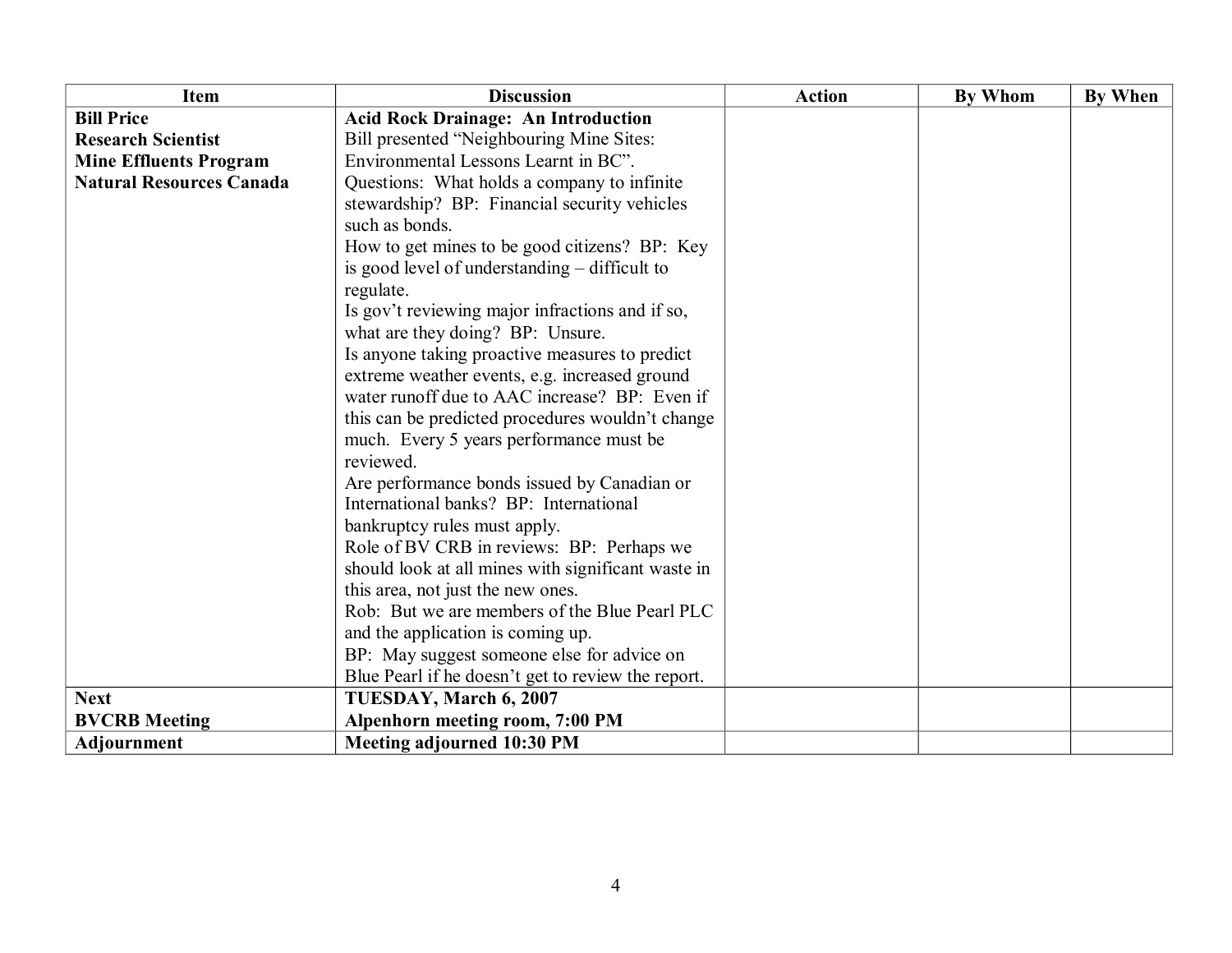| Item | Discussion | Action | By Whom | By When |
|---|---|---|---|---|
| **Bill Price**<br>**Research Scientist**<br>**Mine Effluents Program**<br>**Natural Resources Canada** | **Acid Rock Drainage: An Introduction**<br>Bill presented "Neighbouring Mine Sites: Environmental Lessons Learnt in BC".<br>Questions: What holds a company to infinite stewardship? BP: Financial security vehicles such as bonds.<br>How to get mines to be good citizens? BP: Key is good level of understanding – difficult to regulate.<br>Is gov't reviewing major infractions and if so, what are they doing? BP: Unsure.<br>Is anyone taking proactive measures to predict extreme weather events, e.g. increased ground water runoff due to AAC increase? BP: Even if this can be predicted procedures wouldn't change much. Every 5 years performance must be reviewed.<br>Are performance bonds issued by Canadian or International banks? BP: International bankruptcy rules must apply.<br>Role of BV CRB in reviews: BP: Perhaps we should look at all mines with significant waste in this area, not just the new ones.<br>Rob: But we are members of the Blue Pearl PLC and the application is coming up.<br>BP: May suggest someone else for advice on Blue Pearl if he doesn't get to review the report. | | | |
| **Next**<br>**BVCRB Meeting** | **TUESDAY, March 6, 2007**<br>**Alpenhorn meeting room, 7:00 PM** | | | |
| **Adjournment** | **Meeting adjourned 10:30 PM** | | | |